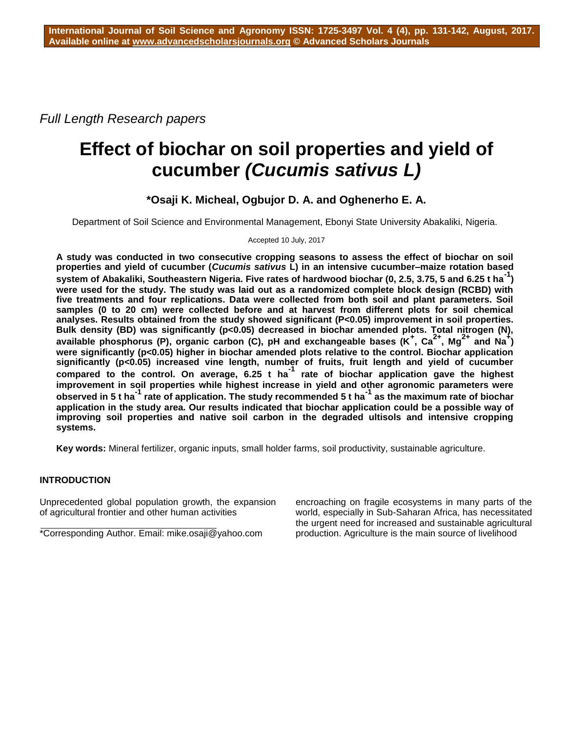*Full Length Research papers*

# Effect of biochar on soil properties and yield of cucumber *(Cucumis sativus L)*

**\*Osaji K. Micheal, Ogbujor D. A. and Oghenerho E. A.**

Department of Soil Science and Environmental Management, Ebonyi State University Abakaliki, Nigeria.

Accepted 10 July, 2017

**A study was conducted in two consecutive cropping seasons to assess the effect of biochar on soil properties and yield of cucumber (*Cucumis sativus* L) in an intensive cucumber–maize rotation based system of Abakaliki, Southeastern Nigeria. Five rates of hardwood biochar (0, 2.5, 3.75, 5 and 6.25 t ha$^{-1}$) were used for the study. The study was laid out as a randomized complete block design (RCBD) with five treatments and four replications. Data were collected from both soil and plant parameters. Soil samples (0 to 20 cm) were collected before and at harvest from different plots for soil chemical analyses. Results obtained from the study showed significant (P<0.05) improvement in soil properties. Bulk density (BD) was significantly (p<0.05) decreased in biochar amended plots. Total nitrogen (N), available phosphorus (P), organic carbon (C), pH and exchangeable bases ($K^+$, $Ca^{2+}$, $Mg^{2+}$ and $Na^+$) were significantly (p<0.05) higher in biochar amended plots relative to the control. Biochar application significantly (p<0.05) increased vine length, number of fruits, fruit length and yield of cucumber compared to the control. On average, 6.25 t ha$^{-1}$ rate of biochar application gave the highest improvement in soil properties while highest increase in yield and other agronomic parameters were observed in 5 t ha$^{-1}$ rate of application. The study recommended 5 t ha$^{-1}$ as the maximum rate of biochar application in the study area. Our results indicated that biochar application could be a possible way of improving soil properties and native soil carbon in the degraded ultisols and intensive cropping systems.**

**Key words:** Mineral fertilizer, organic inputs, small holder farms, soil productivity, sustainable agriculture.

## INTRODUCTION

Unprecedented global population growth, the expansion of agricultural frontier and other human activities encroaching on fragile ecosystems in many parts of the world, especially in Sub-Saharan Africa, has necessitated the urgent need for increased and sustainable agricultural production. Agriculture is the main source of livelihood

\*Corresponding Author. Email: mike.osaji@yahoo.com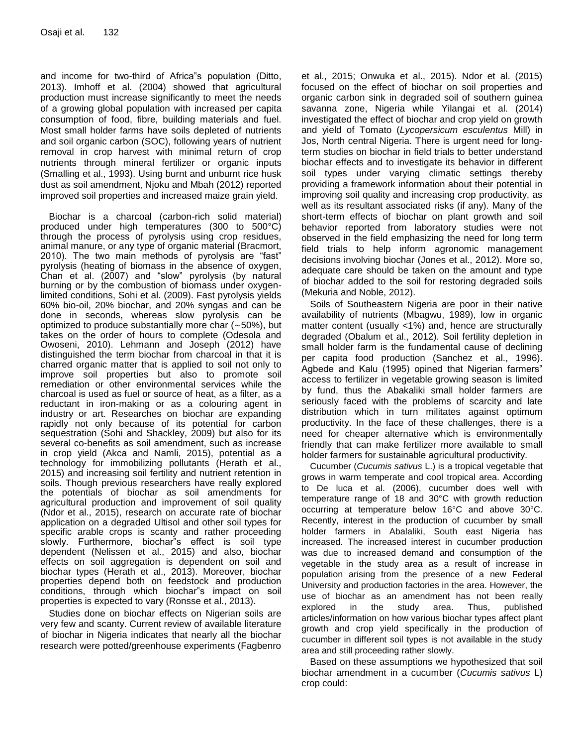and income for two-third of Africa"s population (Ditto, 2013). Imhoff et al. (2004) showed that agricultural production must increase significantly to meet the needs of a growing global population with increased per capita consumption of food, fibre, building materials and fuel. Most small holder farms have soils depleted of nutrients and soil organic carbon (SOC), following years of nutrient removal in crop harvest with minimal return of crop nutrients through mineral fertilizer or organic inputs (Smalling et al., 1993). Using burnt and unburnt rice husk dust as soil amendment, Njoku and Mbah (2012) reported improved soil properties and increased maize grain yield.

Biochar is a charcoal (carbon-rich solid material) produced under high temperatures (300 to 500°C) through the process of pyrolysis using crop residues, animal manure, or any type of organic material (Bracmort, 2010). The two main methods of pyrolysis are "fast" pyrolysis (heating of biomass in the absence of oxygen, Chan et al. (2007) and "slow" pyrolysis (by natural burning or by the combustion of biomass under oxygen-limited conditions, Sohi et al. (2009). Fast pyrolysis yields 60% bio-oil, 20% biochar, and 20% syngas and can be done in seconds, whereas slow pyrolysis can be optimized to produce substantially more char (~50%), but takes on the order of hours to complete (Odesola and Owoseni, 2010). Lehmann and Joseph (2012) have distinguished the term biochar from charcoal in that it is charred organic matter that is applied to soil not only to improve soil properties but also to promote soil remediation or other environmental services while the charcoal is used as fuel or source of heat, as a filter, as a reductant in iron-making or as a colouring agent in industry or art. Researches on biochar are expanding rapidly not only because of its potential for carbon sequestration (Sohi and Shackley, 2009) but also for its several co-benefits as soil amendment, such as increase in crop yield (Akca and Namli, 2015), potential as a technology for immobilizing pollutants (Herath et al., 2015) and increasing soil fertility and nutrient retention in soils. Though previous researchers have really explored the potentials of biochar as soil amendments for agricultural production and improvement of soil quality (Ndor et al., 2015), research on accurate rate of biochar application on a degraded Ultisol and other soil types for specific arable crops is scanty and rather proceeding slowly. Furthermore, biochar"s effect is soil type dependent (Nelissen et al., 2015) and also, biochar effects on soil aggregation is dependent on soil and biochar types (Herath et al., 2013). Moreover, biochar properties depend both on feedstock and production conditions, through which biochar"s impact on soil properties is expected to vary (Ronsse et al., 2013).

Studies done on biochar effects on Nigerian soils are very few and scanty. Current review of available literature of biochar in Nigeria indicates that nearly all the biochar research were potted/greenhouse experiments (Fagbenro et al., 2015; Onwuka et al., 2015). Ndor et al. (2015) focused on the effect of biochar on soil properties and organic carbon sink in degraded soil of southern guinea savanna zone, Nigeria while Yilangai et al. (2014) investigated the effect of biochar and crop yield on growth and yield of Tomato (*Lycopersicum esculentus* Mill) in Jos, North central Nigeria. There is urgent need for long-term studies on biochar in field trials to better understand biochar effects and to investigate its behavior in different soil types under varying climatic settings thereby providing a framework information about their potential in improving soil quality and increasing crop productivity, as well as its resultant associated risks (if any). Many of the short-term effects of biochar on plant growth and soil behavior reported from laboratory studies were not observed in the field emphasizing the need for long term field trials to help inform agronomic management decisions involving biochar (Jones et al., 2012). More so, adequate care should be taken on the amount and type of biochar added to the soil for restoring degraded soils (Mekuria and Noble, 2012).

Soils of Southeastern Nigeria are poor in their native availability of nutrients (Mbagwu, 1989), low in organic matter content (usually <1%) and, hence are structurally degraded (Obalum et al., 2012). Soil fertility depletion in small holder farm is the fundamental cause of declining per capita food production (Sanchez et al., 1996). Agbede and Kalu (1995) opined that Nigerian farmers" access to fertilizer in vegetable growing season is limited by fund, thus the Abakaliki small holder farmers are seriously faced with the problems of scarcity and late distribution which in turn militates against optimum productivity. In the face of these challenges, there is a need for cheaper alternative which is environmentally friendly that can make fertilizer more available to small holder farmers for sustainable agricultural productivity.

Cucumber (*Cucumis sativus* L.) is a tropical vegetable that grows in warm temperate and cool tropical area. According to De luca et al. (2006), cucumber does well with temperature range of 18 and 30°C with growth reduction occurring at temperature below 16°C and above 30°C. Recently, interest in the production of cucumber by small holder farmers in Abalaliki, South east Nigeria has increased. The increased interest in cucumber production was due to increased demand and consumption of the vegetable in the study area as a result of increase in population arising from the presence of a new Federal University and production factories in the area. However, the use of biochar as an amendment has not been really explored in the study area. Thus, published articles/information on how various biochar types affect plant growth and crop yield specifically in the production of cucumber in different soil types is not available in the study area and still proceeding rather slowly.

Based on these assumptions we hypothesized that soil biochar amendment in a cucumber (*Cucumis sativus* L) crop could: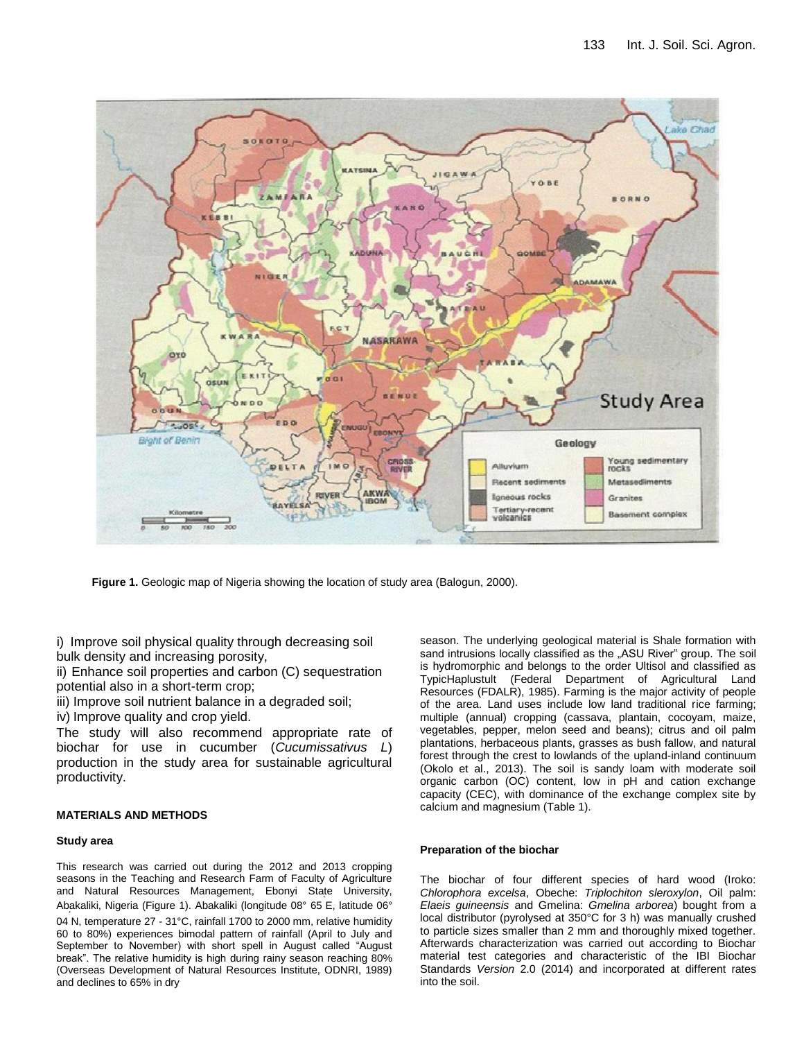**Figure 1.** Geologic map of Nigeria showing the location of study area (Balogun, 2000).

i) Improve soil physical quality through decreasing soil bulk density and increasing porosity,

ii) Enhance soil properties and carbon (C) sequestration potential also in a short-term crop;

iii) Improve soil nutrient balance in a degraded soil;

iv) Improve quality and crop yield.

The study will also recommend appropriate rate of biochar for use in cucumber (*Cucumissativus L*) production in the study area for sustainable agricultural productivity.

## MATERIALS AND METHODS

### Study area

This research was carried out during the 2012 and 2013 cropping seasons in the Teaching and Research Farm of Faculty of Agriculture and Natural Resources Management, Ebonyi State University, Abakaliki, Nigeria (Figure 1). Abakaliki (longitude 08° 65 E, latitude 06° 04 N, temperature 27 - 31°C, rainfall 1700 to 2000 mm, relative humidity 60 to 80%) experiences bimodal pattern of rainfall (April to July and September to November) with short spell in August called "August break". The relative humidity is high during rainy season reaching 80% (Overseas Development of Natural Resources Institute, ODNRI, 1989) and declines to 65% in dry season. The underlying geological material is Shale formation with sand intrusions locally classified as the „ASU River" group. The soil is hydromorphic and belongs to the order Ultisol and classified as TypicHaplustult (Federal Department of Agricultural Land Resources (FDALR), 1985). Farming is the major activity of people of the area. Land uses include low land traditional rice farming; multiple (annual) cropping (cassava, plantain, cocoyam, maize, vegetables, pepper, melon seed and beans); citrus and oil palm plantations, herbaceous plants, grasses as bush fallow, and natural forest through the crest to lowlands of the upland-inland continuum (Okolo et al., 2013). The soil is sandy loam with moderate soil organic carbon (OC) content, low in pH and cation exchange capacity (CEC), with dominance of the exchange complex site by calcium and magnesium (Table 1).

### Preparation of the biochar

The biochar of four different species of hard wood (Iroko: *Chlorophora excelsa*, Obeche: *Triplochiton sleroxylon*, Oil palm: *Elaeis guineensis* and Gmelina: *Gmelina arborea*) bought from a local distributor (pyrolysed at 350°C for 3 h) was manually crushed to particle sizes smaller than 2 mm and thoroughly mixed together. Afterwards characterization was carried out according to Biochar material test categories and characteristic of the IBI Biochar Standards *Version* 2.0 (2014) and incorporated at different rates into the soil.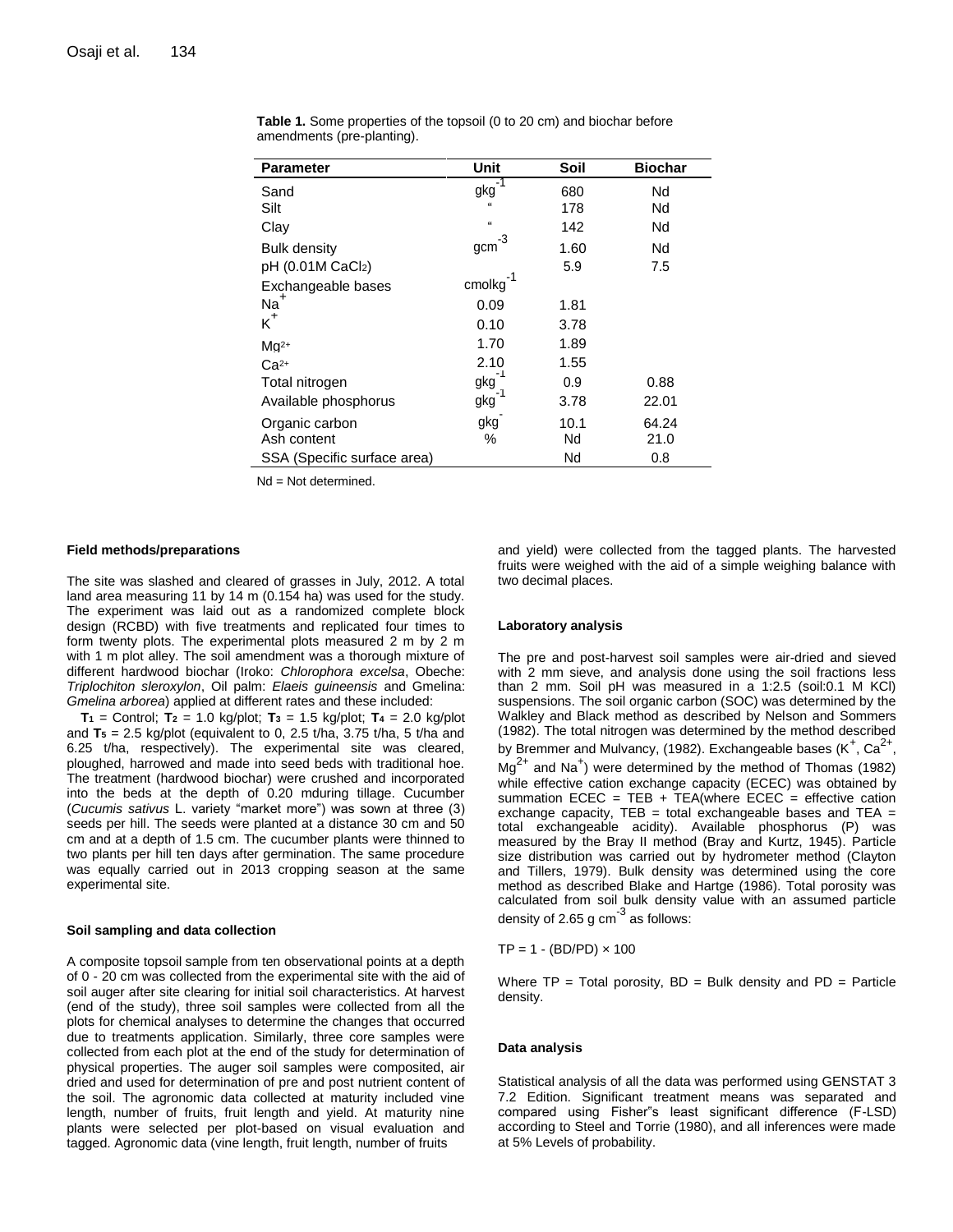**Table 1.** Some properties of the topsoil (0 to 20 cm) and biochar before amendments (pre-planting).

| Parameter | Unit | Soil | Biochar |
|---|---|---|---|
| Sand | $gkg^{-1}$ | 680 | Nd |
| Silt | " | 178 | Nd |
| Clay | " | 142 | Nd |
| Bulk density | $gcm^{-3}$ | 1.60 | Nd |
| pH (0.01M $CaCl_2$) | | 5.9 | 7.5 |
| Exchangeable bases | $cmolkg^{-1}$ | | |
| $Na^+$ | 0.09 | 1.81 | |
| $K^+$ | 0.10 | 3.78 | |
| $Mg^{2+}$ | 1.70 | 1.89 | |
| $Ca^{2+}$ | 2.10 | 1.55 | |
| Total nitrogen | $gkg^{-1}$ | 0.9 | 0.88 |
| Available phosphorus | $gkg^{-1}$ | 3.78 | 22.01 |
| Organic carbon | $gkg^{-}$ | 10.1 | 64.24 |
| Ash content | % | Nd | 21.0 |
| SSA (Specific surface area) | | Nd | 0.8 |

Nd = Not determined.

#### Field methods/preparations

The site was slashed and cleared of grasses in July, 2012. A total land area measuring 11 by 14 m (0.154 ha) was used for the study. The experiment was laid out as a randomized complete block design (RCBD) with five treatments and replicated four times to form twenty plots. The experimental plots measured 2 m by 2 m with 1 m plot alley. The soil amendment was a thorough mixture of different hardwood biochar (Iroko: *Chlorophora excelsa*, Obeche: *Triplochiton sleroxylon*, Oil palm: *Elaeis guineensis* and Gmelina: *Gmelina arborea*) applied at different rates and these included:

**$T_1$** = Control; **$T_2$** = 1.0 kg/plot; **$T_3$** = 1.5 kg/plot; **$T_4$** = 2.0 kg/plot and **$T_5$** = 2.5 kg/plot (equivalent to 0, 2.5 t/ha, 3.75 t/ha, 5 t/ha and 6.25 t/ha, respectively). The experimental site was cleared, ploughed, harrowed and made into seed beds with traditional hoe. The treatment (hardwood biochar) were crushed and incorporated into the beds at the depth of 0.20 mduring tillage. Cucumber (*Cucumis sativus* L. variety "market more") was sown at three (3) seeds per hill. The seeds were planted at a distance 30 cm and 50 cm and at a depth of 1.5 cm. The cucumber plants were thinned to two plants per hill ten days after germination. The same procedure was equally carried out in 2013 cropping season at the same experimental site.

#### Soil sampling and data collection

A composite topsoil sample from ten observational points at a depth of 0 - 20 cm was collected from the experimental site with the aid of soil auger after site clearing for initial soil characteristics. At harvest (end of the study), three soil samples were collected from all the plots for chemical analyses to determine the changes that occurred due to treatments application. Similarly, three core samples were collected from each plot at the end of the study for determination of physical properties. The auger soil samples were composited, air dried and used for determination of pre and post nutrient content of the soil. The agronomic data collected at maturity included vine length, number of fruits, fruit length and yield. At maturity nine plants were selected per plot-based on visual evaluation and tagged. Agronomic data (vine length, fruit length, number of fruits and yield) were collected from the tagged plants. The harvested fruits were weighed with the aid of a simple weighing balance with two decimal places.

#### Laboratory analysis

The pre and post-harvest soil samples were air-dried and sieved with 2 mm sieve, and analysis done using the soil fractions less than 2 mm. Soil pH was measured in a 1:2.5 (soil:0.1 M KCl) suspensions. The soil organic carbon (SOC) was determined by the Walkley and Black method as described by Nelson and Sommers (1982). The total nitrogen was determined by the method described by Bremmer and Mulvancy, (1982). Exchangeable bases ($K^+$, $Ca^{2+}$, $Mg^{2+}$ and $Na^+$) were determined by the method of Thomas (1982) while effective cation exchange capacity (ECEC) was obtained by summation ECEC = TEB + TEA(where ECEC = effective cation exchange capacity, TEB = total exchangeable bases and TEA = total exchangeable acidity). Available phosphorus (P) was measured by the Bray II method (Bray and Kurtz, 1945). Particle size distribution was carried out by hydrometer method (Clayton and Tillers, 1979). Bulk density was determined using the core method as described Blake and Hartge (1986). Total porosity was calculated from soil bulk density value with an assumed particle density of 2.65 g $cm^{-3}$ as follows:

$$TP = 1 - (BD/PD) \times 100$$

Where TP = Total porosity, BD = Bulk density and PD = Particle density.

#### Data analysis

Statistical analysis of all the data was performed using GENSTAT 3 7.2 Edition. Significant treatment means was separated and compared using Fisher"s least significant difference (F-LSD) according to Steel and Torrie (1980), and all inferences were made at 5% Levels of probability.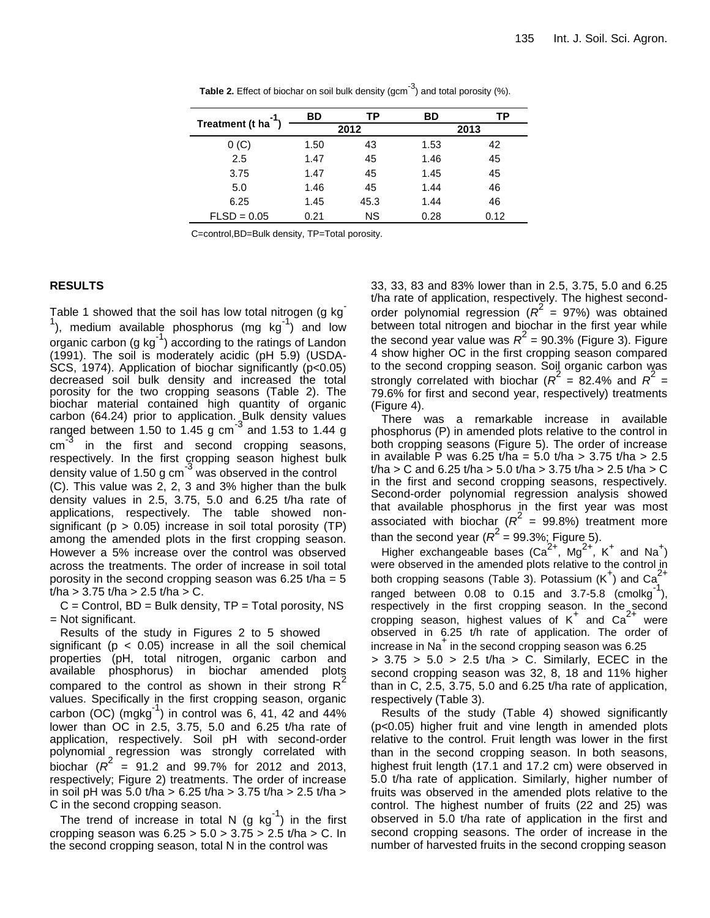**Table 2.** Effect of biochar on soil bulk density ($gcm^{-3}$) and total porosity (%).

| Treatment ($t\ ha^{-1}$) | BD | TP | BD | TP |
|---|---|---|---|---|
| | 2012 | | 2013 | |
| 0 (C) | 1.50 | 43 | 1.53 | 42 |
| 2.5 | 1.47 | 45 | 1.46 | 45 |
| 3.75 | 1.47 | 45 | 1.45 | 45 |
| 5.0 | 1.46 | 45 | 1.44 | 46 |
| 6.25 | 1.45 | 45.3 | 1.44 | 46 |
| FLSD = 0.05 | 0.21 | NS | 0.28 | 0.12 |

C=control,BD=Bulk density, TP=Total porosity.

## RESULTS

Table 1 showed that the soil has low total nitrogen ($g\ kg^{-1}$), medium available phosphorus ($mg\ kg^{-1}$) and low organic carbon ($g\ kg^{-1}$) according to the ratings of Landon (1991). The soil is moderately acidic (pH 5.9) (USDA-SCS, 1974). Application of biochar significantly ($p<0.05$) decreased soil bulk density and increased the total porosity for the two cropping seasons (Table 2). The biochar material contained high quantity of organic carbon (64.24) prior to application. Bulk density values ranged between 1.50 to 1.45 g $cm^{-3}$ and 1.53 to 1.44 g $cm^{-3}$ in the first and second cropping seasons, respectively. In the first cropping season highest bulk density value of 1.50 g $cm^{-3}$ was observed in the control (C). This value was 2, 2, 3 and 3% higher than the bulk density values in 2.5, 3.75, 5.0 and 6.25 t/ha rate of applications, respectively. The table showed non-significant ($p > 0.05$) increase in soil total porosity (TP) among the amended plots in the first cropping season. However a 5% increase over the control was observed across the treatments. The order of increase in soil total porosity in the second cropping season was 6.25 t/ha = 5 t/ha > 3.75 t/ha > 2.5 t/ha > C.

C = Control, BD = Bulk density, TP = Total porosity, NS = Not significant.

Results of the study in Figures 2 to 5 showed significant ($p < 0.05$) increase in all the soil chemical properties (pH, total nitrogen, organic carbon and available phosphorus) in biochar amended plots compared to the control as shown in their strong $R^2$ values. Specifically in the first cropping season, organic carbon (OC) ($mgkg^{-1}$) in control was 6, 41, 42 and 44% lower than OC in 2.5, 3.75, 5.0 and 6.25 t/ha rate of application, respectively. Soil pH with second-order polynomial regression was strongly correlated with biochar ($R^2$ = 91.2 and 99.7% for 2012 and 2013, respectively; Figure 2) treatments. The order of increase in soil pH was 5.0 t/ha > 6.25 t/ha > 3.75 t/ha > 2.5 t/ha > C in the second cropping season.

The trend of increase in total N ($g\ kg^{-1}$) in the first cropping season was 6.25 > 5.0 > 3.75 > 2.5 t/ha > C. In the second cropping season, total N in the control was 33, 33, 83 and 83% lower than in 2.5, 3.75, 5.0 and 6.25 t/ha rate of application, respectively. The highest second-order polynomial regression ($R^2$ = 97%) was obtained between total nitrogen and biochar in the first year while the second year value was $R^2$ = 90.3% (Figure 3). Figure 4 show higher OC in the first cropping season compared to the second cropping season. Soil organic carbon was strongly correlated with biochar ($R^2$ = 82.4% and $R^2$ = 79.6% for first and second year, respectively) treatments (Figure 4).

There was a remarkable increase in available phosphorus (P) in amended plots relative to the control in both cropping seasons (Figure 5). The order of increase in available P was 6.25 t/ha = 5.0 t/ha > 3.75 t/ha > 2.5 t/ha > C and 6.25 t/ha > 5.0 t/ha > 3.75 t/ha > 2.5 t/ha > C in the first and second cropping seasons, respectively. Second-order polynomial regression analysis showed that available phosphorus in the first year was most associated with biochar ($R^2$ = 99.8%) treatment more than the second year ($R^2$ = 99.3%; Figure 5).

Higher exchangeable bases ($Ca^{2+}$, $Mg^{2+}$, $K^+$ and $Na^+$) were observed in the amended plots relative to the control in both cropping seasons (Table 3). Potassium ($K^+$) and $Ca^{2+}$ ranged between 0.08 to 0.15 and 3.7-5.8 ($cmolkg^{-1}$), respectively in the first cropping season. In the second cropping season, highest values of $K^+$ and $Ca^{2+}$ were observed in 6.25 t/h rate of application. The order of increase in $Na^+$ in the second cropping season was 6.25 > 3.75 > 5.0 > 2.5 t/ha > C. Similarly, ECEC in the second cropping season was 32, 8, 18 and 11% higher than in C, 2.5, 3.75, 5.0 and 6.25 t/ha rate of application, respectively (Table 3).

Results of the study (Table 4) showed significantly ($p<0.05$) higher fruit and vine length in amended plots relative to the control. Fruit length was lower in the first than in the second cropping season. In both seasons, highest fruit length (17.1 and 17.2 cm) were observed in 5.0 t/ha rate of application. Similarly, higher number of fruits was observed in the amended plots relative to the control. The highest number of fruits (22 and 25) was observed in 5.0 t/ha rate of application in the first and second cropping seasons. The order of increase in the number of harvested fruits in the second cropping season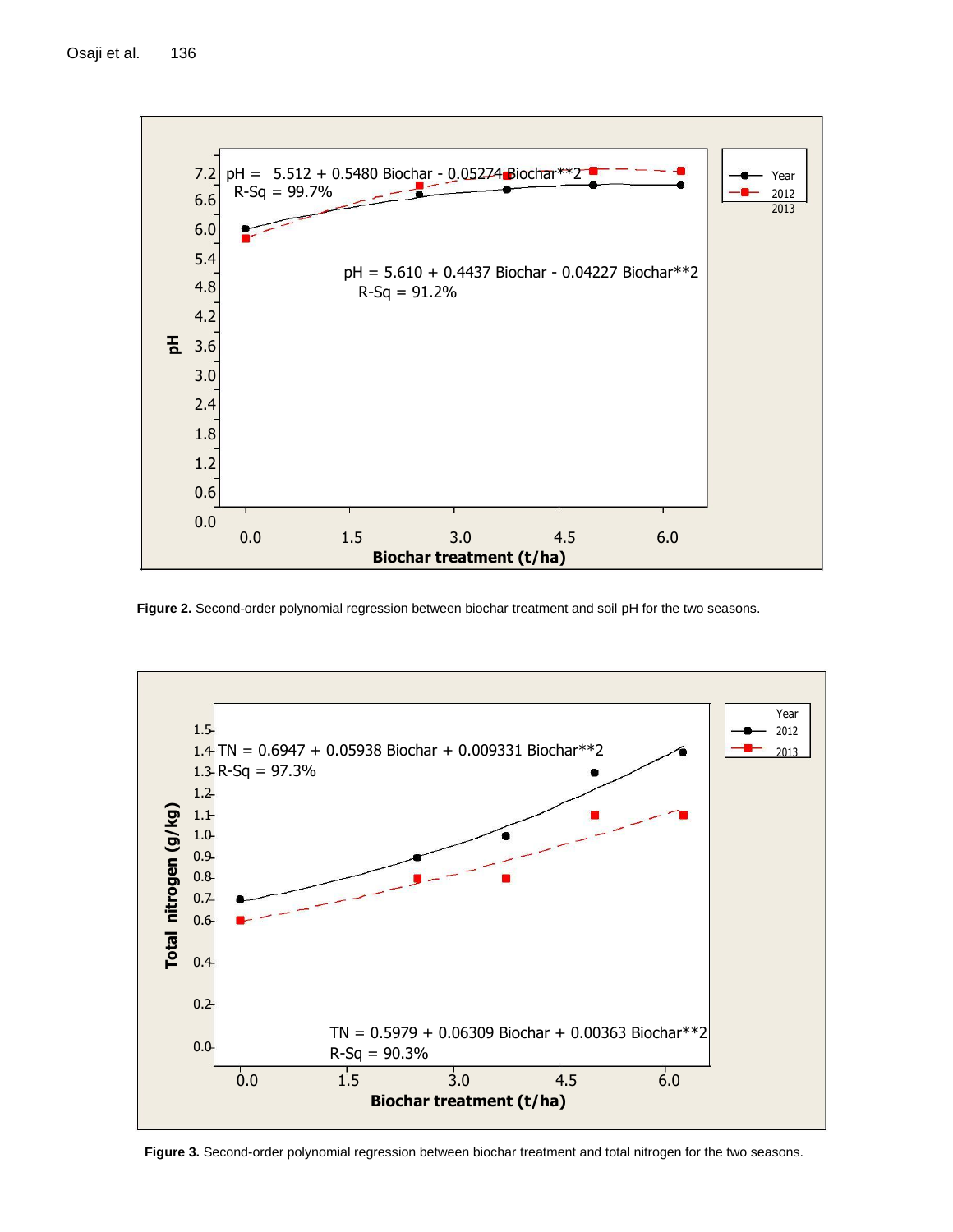**Figure 2.** Second-order polynomial regression between biochar treatment and soil pH for the two seasons.

**Figure 3.** Second-order polynomial regression between biochar treatment and total nitrogen for the two seasons.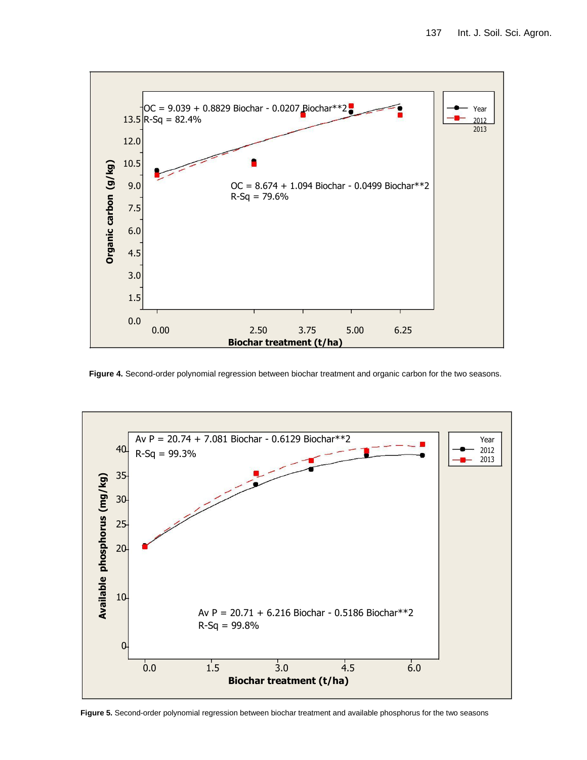Figure 4. Second-order polynomial regression between biochar treatment and organic carbon for the two seasons.

Figure 5. Second-order polynomial regression between biochar treatment and available phosphorus for the two seasons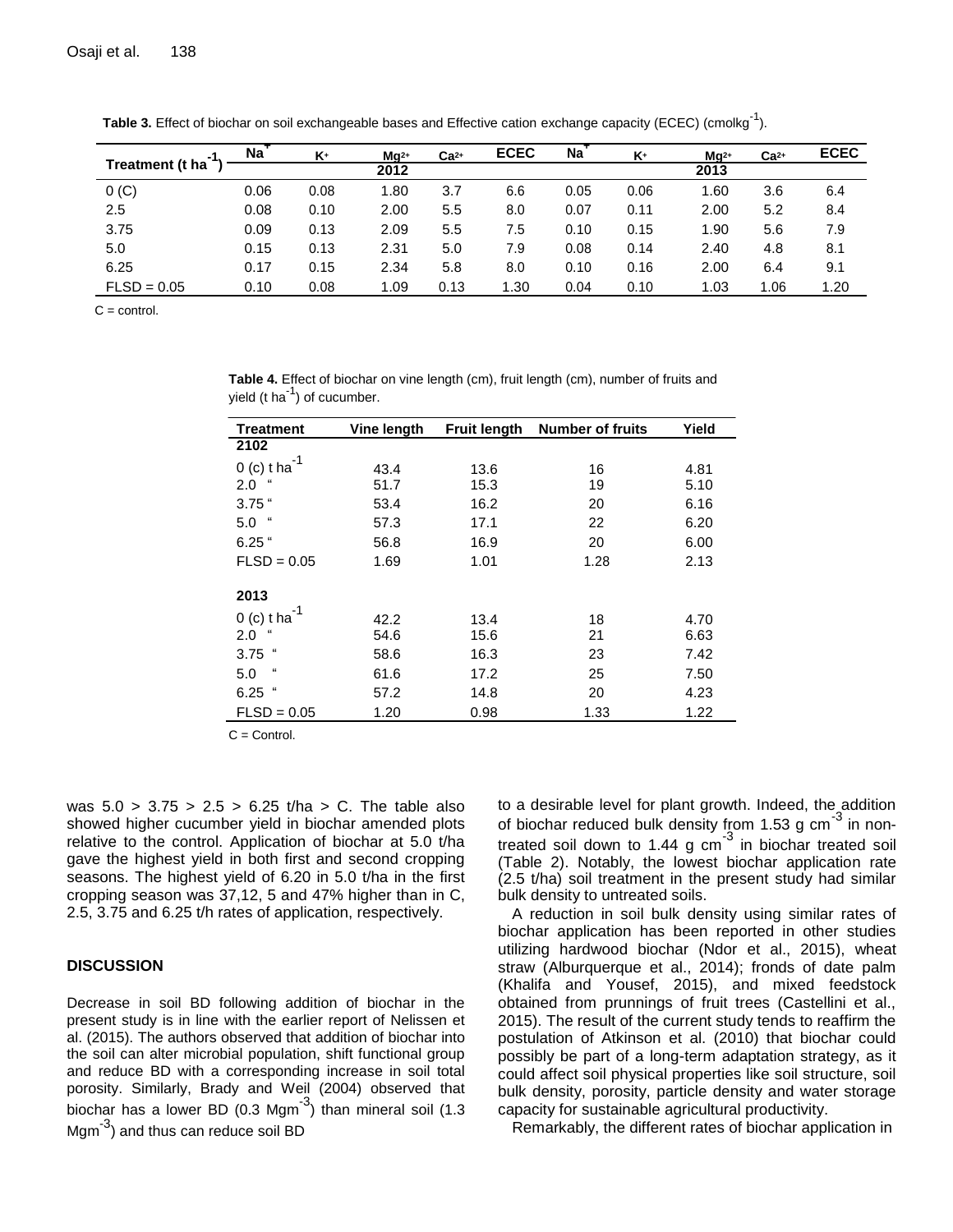**Table 3.** Effect of biochar on soil exchangeable bases and Effective cation exchange capacity (ECEC) (cmolkg$^{-1}$).

| Treatment (t ha$^{-1}$) | $Na^+$ | $K^+$ | $Mg^{2+}$ | $Ca^{2+}$ | ECEC | $Na^+$ | $K^+$ | $Mg^{2+}$ | $Ca^{2+}$ | ECEC |
|---|---|---|---|---|---|---|---|---|---|---|
| | 2012 | | | | | 2013 | | | | |
| 0 (C) | 0.06 | 0.08 | 1.80 | 3.7 | 6.6 | 0.05 | 0.06 | 1.60 | 3.6 | 6.4 |
| 2.5 | 0.08 | 0.10 | 2.00 | 5.5 | 8.0 | 0.07 | 0.11 | 2.00 | 5.2 | 8.4 |
| 3.75 | 0.09 | 0.13 | 2.09 | 5.5 | 7.5 | 0.10 | 0.15 | 1.90 | 5.6 | 7.9 |
| 5.0 | 0.15 | 0.13 | 2.31 | 5.0 | 7.9 | 0.08 | 0.14 | 2.40 | 4.8 | 8.1 |
| 6.25 | 0.17 | 0.15 | 2.34 | 5.8 | 8.0 | 0.10 | 0.16 | 2.00 | 6.4 | 9.1 |
| FLSD = 0.05 | 0.10 | 0.08 | 1.09 | 0.13 | 1.30 | 0.04 | 0.10 | 1.03 | 1.06 | 1.20 |

C = control.

**Table 4.** Effect of biochar on vine length (cm), fruit length (cm), number of fruits and yield (t ha$^{-1}$) of cucumber.

| Treatment | Vine length | Fruit length | Number of fruits | Yield |
|---|---|---|---|---|
| **2102** | | | | |
| 0 (c) t ha$^{-1}$ | 43.4 | 13.6 | 16 | 4.81 |
| 2.0 " | 51.7 | 15.3 | 19 | 5.10 |
| 3.75 " | 53.4 | 16.2 | 20 | 6.16 |
| 5.0 " | 57.3 | 17.1 | 22 | 6.20 |
| 6.25 " | 56.8 | 16.9 | 20 | 6.00 |
| FLSD = 0.05 | 1.69 | 1.01 | 1.28 | 2.13 |
| **2013** | | | | |
| 0 (c) t ha$^{-1}$ | 42.2 | 13.4 | 18 | 4.70 |
| 2.0 " | 54.6 | 15.6 | 21 | 6.63 |
| 3.75 " | 58.6 | 16.3 | 23 | 7.42 |
| 5.0 " | 61.6 | 17.2 | 25 | 7.50 |
| 6.25 " | 57.2 | 14.8 | 20 | 4.23 |
| FLSD = 0.05 | 1.20 | 0.98 | 1.33 | 1.22 |

C = Control.

was 5.0 > 3.75 > 2.5 > 6.25 t/ha > C. The table also showed higher cucumber yield in biochar amended plots relative to the control. Application of biochar at 5.0 t/ha gave the highest yield in both first and second cropping seasons. The highest yield of 6.20 in 5.0 t/ha in the first cropping season was 37,12, 5 and 47% higher than in C, 2.5, 3.75 and 6.25 t/h rates of application, respectively.

## DISCUSSION

Decrease in soil BD following addition of biochar in the present study is in line with the earlier report of Nelissen et al. (2015). The authors observed that addition of biochar into the soil can alter microbial population, shift functional group and reduce BD with a corresponding increase in soil total porosity. Similarly, Brady and Weil (2004) observed that biochar has a lower BD (0.3 Mgm$^{-3}$) than mineral soil (1.3 Mgm$^{-3}$) and thus can reduce soil BD to a desirable level for plant growth. Indeed, the addition of biochar reduced bulk density from 1.53 g cm$^{-3}$ in non-treated soil down to 1.44 g cm$^{-3}$ in biochar treated soil (Table 2). Notably, the lowest biochar application rate (2.5 t/ha) soil treatment in the present study had similar bulk density to untreated soils.

A reduction in soil bulk density using similar rates of biochar application has been reported in other studies utilizing hardwood biochar (Ndor et al., 2015), wheat straw (Alburquerque et al., 2014); fronds of date palm (Khalifa and Yousef, 2015), and mixed feedstock obtained from prunnings of fruit trees (Castellini et al., 2015). The result of the current study tends to reaffirm the postulation of Atkinson et al. (2010) that biochar could possibly be part of a long-term adaptation strategy, as it could affect soil physical properties like soil structure, soil bulk density, porosity, particle density and water storage capacity for sustainable agricultural productivity.

Remarkably, the different rates of biochar application in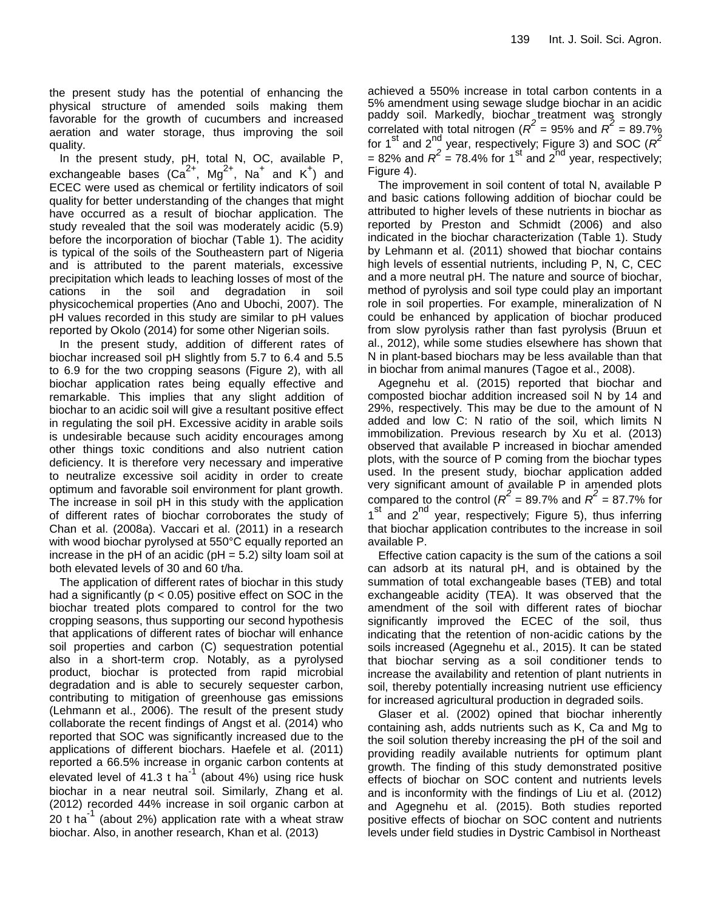the present study has the potential of enhancing the physical structure of amended soils making them favorable for the growth of cucumbers and increased aeration and water storage, thus improving the soil quality.

In the present study, pH, total N, OC, available P, exchangeable bases ($Ca^{2+}$, $Mg^{2+}$, $Na^+$ and $K^+$) and ECEC were used as chemical or fertility indicators of soil quality for better understanding of the changes that might have occurred as a result of biochar application. The study revealed that the soil was moderately acidic (5.9) before the incorporation of biochar (Table 1). The acidity is typical of the soils of the Southeastern part of Nigeria and is attributed to the parent materials, excessive precipitation which leads to leaching losses of most of the cations in the soil and degradation in soil physicochemical properties (Ano and Ubochi, 2007). The pH values recorded in this study are similar to pH values reported by Okolo (2014) for some other Nigerian soils.

In the present study, addition of different rates of biochar increased soil pH slightly from 5.7 to 6.4 and 5.5 to 6.9 for the two cropping seasons (Figure 2), with all biochar application rates being equally effective and remarkable. This implies that any slight addition of biochar to an acidic soil will give a resultant positive effect in regulating the soil pH. Excessive acidity in arable soils is undesirable because such acidity encourages among other things toxic conditions and also nutrient cation deficiency. It is therefore very necessary and imperative to neutralize excessive soil acidity in order to create optimum and favorable soil environment for plant growth. The increase in soil pH in this study with the application of different rates of biochar corroborates the study of Chan et al. (2008a). Vaccari et al. (2011) in a research with wood biochar pyrolysed at 550°C equally reported an increase in the pH of an acidic (pH = 5.2) silty loam soil at both elevated levels of 30 and 60 t/ha.

The application of different rates of biochar in this study had a significantly ($p < 0.05$) positive effect on SOC in the biochar treated plots compared to control for the two cropping seasons, thus supporting our second hypothesis that applications of different rates of biochar will enhance soil properties and carbon (C) sequestration potential also in a short-term crop. Notably, as a pyrolysed product, biochar is protected from rapid microbial degradation and is able to securely sequester carbon, contributing to mitigation of greenhouse gas emissions (Lehmann et al., 2006). The result of the present study collaborate the recent findings of Angst et al. (2014) who reported that SOC was significantly increased due to the applications of different biochars. Haefele et al. (2011) reported a 66.5% increase in organic carbon contents at elevated level of 41.3 t $ha^{-1}$ (about 4%) using rice husk biochar in a near neutral soil. Similarly, Zhang et al. (2012) recorded 44% increase in soil organic carbon at 20 t $ha^{-1}$ (about 2%) application rate with a wheat straw biochar. Also, in another research, Khan et al. (2013) achieved a 550% increase in total carbon contents in a 5% amendment using sewage sludge biochar in an acidic paddy soil. Markedly, biochar treatment was strongly correlated with total nitrogen ($R^2$ = 95% and $R^2$ = 89.7% for 1st and 2nd year, respectively; Figure 3) and SOC ($R^2$ = 82% and $R^2$ = 78.4% for 1st and 2nd year, respectively; Figure 4).

The improvement in soil content of total N, available P and basic cations following addition of biochar could be attributed to higher levels of these nutrients in biochar as reported by Preston and Schmidt (2006) and also indicated in the biochar characterization (Table 1). Study by Lehmann et al. (2011) showed that biochar contains high levels of essential nutrients, including P, N, C, CEC and a more neutral pH. The nature and source of biochar, method of pyrolysis and soil type could play an important role in soil properties. For example, mineralization of N could be enhanced by application of biochar produced from slow pyrolysis rather than fast pyrolysis (Bruun et al., 2012), while some studies elsewhere has shown that N in plant-based biochars may be less available than that in biochar from animal manures (Tagoe et al., 2008).

Agegnehu et al. (2015) reported that biochar and composted biochar addition increased soil N by 14 and 29%, respectively. This may be due to the amount of N added and low C: N ratio of the soil, which limits N immobilization. Previous research by Xu et al. (2013) observed that available P increased in biochar amended plots, with the source of P coming from the biochar types used. In the present study, biochar application added very significant amount of available P in amended plots compared to the control ($R^2$ = 89.7% and $R^2$ = 87.7% for 1st and 2nd year, respectively; Figure 5), thus inferring that biochar application contributes to the increase in soil available P.

Effective cation capacity is the sum of the cations a soil can adsorb at its natural pH, and is obtained by the summation of total exchangeable bases (TEB) and total exchangeable acidity (TEA). It was observed that the amendment of the soil with different rates of biochar significantly improved the ECEC of the soil, thus indicating that the retention of non-acidic cations by the soils increased (Agegnehu et al., 2015). It can be stated that biochar serving as a soil conditioner tends to increase the availability and retention of plant nutrients in soil, thereby potentially increasing nutrient use efficiency for increased agricultural production in degraded soils.

Glaser et al. (2002) opined that biochar inherently containing ash, adds nutrients such as K, Ca and Mg to the soil solution thereby increasing the pH of the soil and providing readily available nutrients for optimum plant growth. The finding of this study demonstrated positive effects of biochar on SOC content and nutrients levels and is inconformity with the findings of Liu et al. (2012) and Agegnehu et al. (2015). Both studies reported positive effects of biochar on SOC content and nutrients levels under field studies in Dystric Cambisol in Northeast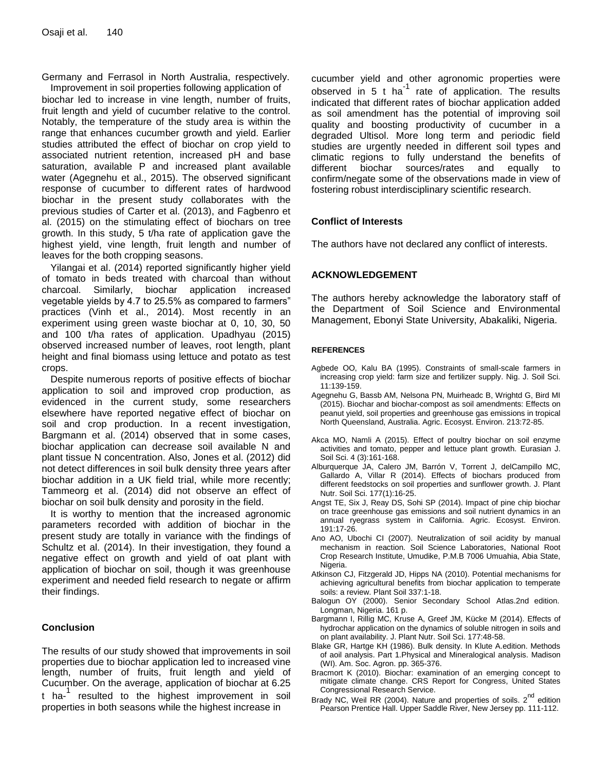Germany and Ferrasol in North Australia, respectively.

Improvement in soil properties following application of biochar led to increase in vine length, number of fruits, fruit length and yield of cucumber relative to the control. Notably, the temperature of the study area is within the range that enhances cucumber growth and yield. Earlier studies attributed the effect of biochar on crop yield to associated nutrient retention, increased pH and base saturation, available P and increased plant available water (Agegnehu et al., 2015). The observed significant response of cucumber to different rates of hardwood biochar in the present study collaborates with the previous studies of Carter et al. (2013), and Fagbenro et al. (2015) on the stimulating effect of biochars on tree growth. In this study, 5 t/ha rate of application gave the highest yield, vine length, fruit length and number of leaves for the both cropping seasons.

Yilangai et al. (2014) reported significantly higher yield of tomato in beds treated with charcoal than without charcoal. Similarly, biochar application increased vegetable yields by 4.7 to 25.5% as compared to farmers" practices (Vinh et al., 2014). Most recently in an experiment using green waste biochar at 0, 10, 30, 50 and 100 t/ha rates of application. Upadhyau (2015) observed increased number of leaves, root length, plant height and final biomass using lettuce and potato as test crops.

Despite numerous reports of positive effects of biochar application to soil and improved crop production, as evidenced in the current study, some researchers elsewhere have reported negative effect of biochar on soil and crop production. In a recent investigation, Bargmann et al. (2014) observed that in some cases, biochar application can decrease soil available N and plant tissue N concentration. Also, Jones et al. (2012) did not detect differences in soil bulk density three years after biochar addition in a UK field trial, while more recently; Tammeorg et al. (2014) did not observe an effect of biochar on soil bulk density and porosity in the field.

It is worthy to mention that the increased agronomic parameters recorded with addition of biochar in the present study are totally in variance with the findings of Schultz et al. (2014). In their investigation, they found a negative effect on growth and yield of oat plant with application of biochar on soil, though it was greenhouse experiment and needed field research to negate or affirm their findings.

## Conclusion

The results of our study showed that improvements in soil properties due to biochar application led to increased vine length, number of fruits, fruit length and yield of Cucumber. On the average, application of biochar at 6.25 t ha-$^{1}$ resulted to the highest improvement in soil properties in both seasons while the highest increase in cucumber yield and other agronomic properties were observed in 5 t ha$^{-1}$ rate of application. The results indicated that different rates of biochar application added as soil amendment has the potential of improving soil quality and boosting productivity of cucumber in a degraded Ultisol. More long term and periodic field studies are urgently needed in different soil types and climatic regions to fully understand the benefits of different biochar sources/rates and equally to confirm/negate some of the observations made in view of fostering robust interdisciplinary scientific research.

## Conflict of Interests

The authors have not declared any conflict of interests.

## ACKNOWLEDGEMENT

The authors hereby acknowledge the laboratory staff of the Department of Soil Science and Environmental Management, Ebonyi State University, Abakaliki, Nigeria.

## REFERENCES

Agbede OO, Kalu BA (1995). Constraints of small-scale farmers in increasing crop yield: farm size and fertilizer supply. Nig. J. Soil Sci. 11:139-159.

Agegnehu G, Bassb AM, Nelsona PN, Muirheadc B, Wrightd G, Bird MI (2015). Biochar and biochar-compost as soil amendments: Effects on peanut yield, soil properties and greenhouse gas emissions in tropical North Queensland, Australia. Agric. Ecosyst. Environ. 213:72-85.

Akca MO, Namli A (2015). Effect of poultry biochar on soil enzyme activities and tomato, pepper and lettuce plant growth. Eurasian J. Soil Sci. 4 (3):161-168.

Alburquerque JA, Calero JM, Barrón V, Torrent J, delCampillo MC, Gallardo A, Villar R (2014). Effects of biochars produced from different feedstocks on soil properties and sunflower growth. J. Plant Nutr. Soil Sci. 177(1):16-25.

Angst TE, Six J, Reay DS, Sohi SP (2014). Impact of pine chip biochar on trace greenhouse gas emissions and soil nutrient dynamics in an annual ryegrass system in California. Agric. Ecosyst. Environ. 191:17-26.

Ano AO, Ubochi CI (2007). Neutralization of soil acidity by manual mechanism in reaction. Soil Science Laboratories, National Root Crop Research Institute, Umudike, P.M.B 7006 Umuahia, Abia State, Nigeria.

Atkinson CJ, Fitzgerald JD, Hipps NA (2010). Potential mechanisms for achieving agricultural benefits from biochar application to temperate soils: a review. Plant Soil 337:1-18.

Balogun OY (2000). Senior Secondary School Atlas.2nd edition. Longman, Nigeria. 161 p.

Bargmann I, Rillig MC, Kruse A, Greef JM, Kücke M (2014). Effects of hydrochar application on the dynamics of soluble nitrogen in soils and on plant availability. J. Plant Nutr. Soil Sci. 177:48-58.

Blake GR, Hartge KH (1986). Bulk density. In Klute A.edition. Methods of aoil analysis. Part 1.Physical and Mineralogical analysis. Madison (WI). Am. Soc. Agron. pp. 365-376.

Bracmort K (2010). Biochar: examination of an emerging concept to mitigate climate change. CRS Report for Congress, United States Congressional Research Service.

Brady NC, Weil RR (2004). Nature and properties of soils. 2nd edition Pearson Prentice Hall. Upper Saddle River, New Jersey pp. 111-112.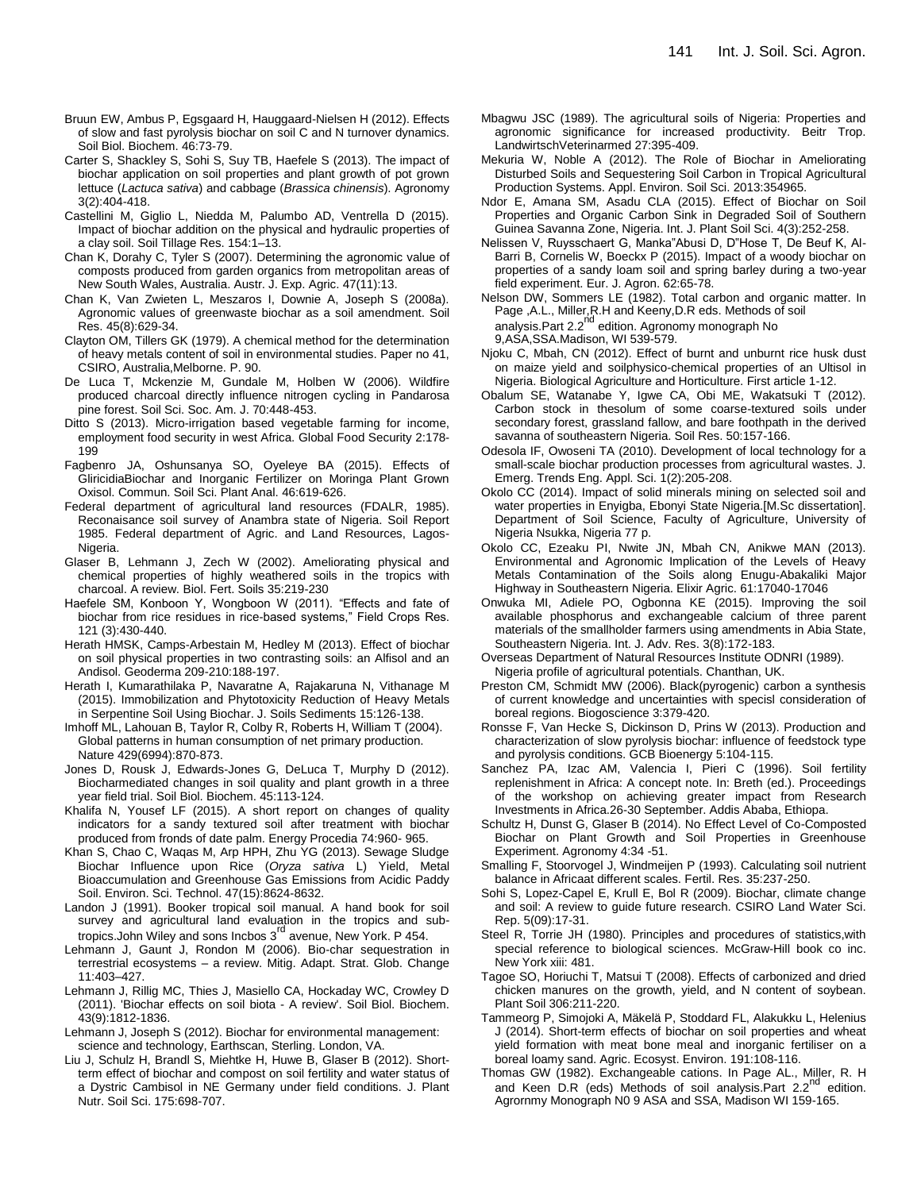Bruun EW, Ambus P, Egsgaard H, Hauggaard-Nielsen H (2012). Effects of slow and fast pyrolysis biochar on soil C and N turnover dynamics. Soil Biol. Biochem. 46:73-79.

Carter S, Shackley S, Sohi S, Suy TB, Haefele S (2013). The impact of biochar application on soil properties and plant growth of pot grown lettuce (*Lactuca sativa*) and cabbage (*Brassica chinensis*). Agronomy 3(2):404-418.

Castellini M, Giglio L, Niedda M, Palumbo AD, Ventrella D (2015). Impact of biochar addition on the physical and hydraulic properties of a clay soil. Soil Tillage Res. 154:1–13.

Chan K, Dorahy C, Tyler S (2007). Determining the agronomic value of composts produced from garden organics from metropolitan areas of New South Wales, Australia. Austr. J. Exp. Agric. 47(11):13.

Chan K, Van Zwieten L, Meszaros I, Downie A, Joseph S (2008a). Agronomic values of greenwaste biochar as a soil amendment. Soil Res. 45(8):629-34.

Clayton OM, Tillers GK (1979). A chemical method for the determination of heavy metals content of soil in environmental studies. Paper no 41, CSIRO, Australia,Melborne. P. 90.

De Luca T, Mckenzie M, Gundale M, Holben W (2006). Wildfire produced charcoal directly influence nitrogen cycling in Pandarosa pine forest. Soil Sci. Soc. Am. J. 70:448-453.

Ditto S (2013). Micro-irrigation based vegetable farming for income, employment food security in west Africa. Global Food Security 2:178-199

Fagbenro JA, Oshunsanya SO, Oyeleye BA (2015). Effects of GliricidiaBiochar and Inorganic Fertilizer on Moringa Plant Grown Oxisol. Commun. Soil Sci. Plant Anal. 46:619-626.

Federal department of agricultural land resources (FDALR, 1985). Reconaisance soil survey of Anambra state of Nigeria. Soil Report 1985. Federal department of Agric. and Land Resources, Lagos-Nigeria.

Glaser B, Lehmann J, Zech W (2002). Ameliorating physical and chemical properties of highly weathered soils in the tropics with charcoal. A review. Biol. Fert. Soils 35:219-230

Haefele SM, Konboon Y, Wongboon W (2011). "Effects and fate of biochar from rice residues in rice-based systems," Field Crops Res. 121 (3):430-440.

Herath HMSK, Camps-Arbestain M, Hedley M (2013). Effect of biochar on soil physical properties in two contrasting soils: an Alfisol and an Andisol. Geoderma 209-210:188-197.

Herath I, Kumarathilaka P, Navaratne A, Rajakaruna N, Vithanage M (2015). Immobilization and Phytotoxicity Reduction of Heavy Metals in Serpentine Soil Using Biochar. J. Soils Sediments 15:126-138.

Imhoff ML, Lahouan B, Taylor R, Colby R, Roberts H, William T (2004). Global patterns in human consumption of net primary production. Nature 429(6994):870-873.

Jones D, Rousk J, Edwards-Jones G, DeLuca T, Murphy D (2012). Biocharmediated changes in soil quality and plant growth in a three year field trial. Soil Biol. Biochem. 45:113-124.

Khalifa N, Yousef LF (2015). A short report on changes of quality indicators for a sandy textured soil after treatment with biochar produced from fronds of date palm. Energy Procedia 74:960- 965.

Khan S, Chao C, Waqas M, Arp HPH, Zhu YG (2013). Sewage Sludge Biochar Influence upon Rice (*Oryza sativa* L) Yield, Metal Bioaccumulation and Greenhouse Gas Emissions from Acidic Paddy Soil. Environ. Sci. Technol. 47(15):8624-8632.

Landon J (1991). Booker tropical soil manual. A hand book for soil survey and agricultural land evaluation in the tropics and sub-tropics.John Wiley and sons Incbos 3rd avenue, New York. P 454.

Lehmann J, Gaunt J, Rondon M (2006). Bio-char sequestration in terrestrial ecosystems – a review. Mitig. Adapt. Strat. Glob. Change 11:403–427.

Lehmann J, Rillig MC, Thies J, Masiello CA, Hockaday WC, Crowley D (2011). 'Biochar effects on soil biota - A review'. Soil Biol. Biochem. 43(9):1812-1836.

Lehmann J, Joseph S (2012). Biochar for environmental management: science and technology, Earthscan, Sterling. London, VA.

Liu J, Schulz H, Brandl S, Miehtke H, Huwe B, Glaser B (2012). Short-term effect of biochar and compost on soil fertility and water status of a Dystric Cambisol in NE Germany under field conditions. J. Plant Nutr. Soil Sci. 175:698-707.

Mbagwu JSC (1989). The agricultural soils of Nigeria: Properties and agronomic significance for increased productivity. Beitr Trop. LandwirtschVeterinarmed 27:395-409.

Mekuria W, Noble A (2012). The Role of Biochar in Ameliorating Disturbed Soils and Sequestering Soil Carbon in Tropical Agricultural Production Systems. Appl. Environ. Soil Sci. 2013:354965.

Ndor E, Amana SM, Asadu CLA (2015). Effect of Biochar on Soil Properties and Organic Carbon Sink in Degraded Soil of Southern Guinea Savanna Zone, Nigeria. Int. J. Plant Soil Sci. 4(3):252-258.

Nelissen V, Ruysschaert G, Manka"Abusi D, D"Hose T, De Beuf K, Al-Barri B, Cornelis W, Boeckx P (2015). Impact of a woody biochar on properties of a sandy loam soil and spring barley during a two-year field experiment. Eur. J. Agron. 62:65-78.

Nelson DW, Sommers LE (1982). Total carbon and organic matter. In Page ,A.L., Miller,R.H and Keeny,D.R eds. Methods of soil analysis.Part 2.2nd edition. Agronomy monograph No 9,ASA,SSA.Madison, WI 539-579.

Njoku C, Mbah, CN (2012). Effect of burnt and unburnt rice husk dust on maize yield and soilphysico-chemical properties of an Ultisol in Nigeria. Biological Agriculture and Horticulture. First article 1-12.

Obalum SE, Watanabe Y, Igwe CA, Obi ME, Wakatsuki T (2012). Carbon stock in thesolum of some coarse-textured soils under secondary forest, grassland fallow, and bare foothpath in the derived savanna of southeastern Nigeria. Soil Res. 50:157-166.

Odesola IF, Owoseni TA (2010). Development of local technology for a small-scale biochar production processes from agricultural wastes. J. Emerg. Trends Eng. Appl. Sci. 1(2):205-208.

Okolo CC (2014). Impact of solid minerals mining on selected soil and water properties in Enyigba, Ebonyi State Nigeria.[M.Sc dissertation]. Department of Soil Science, Faculty of Agriculture, University of Nigeria Nsukka, Nigeria 77 p.

Okolo CC, Ezeaku PI, Nwite JN, Mbah CN, Anikwe MAN (2013). Environmental and Agronomic Implication of the Levels of Heavy Metals Contamination of the Soils along Enugu-Abakaliki Major Highway in Southeastern Nigeria. Elixir Agric. 61:17040-17046

Onwuka MI, Adiele PO, Ogbonna KE (2015). Improving the soil available phosphorus and exchangeable calcium of three parent materials of the smallholder farmers using amendments in Abia State, Southeastern Nigeria. Int. J. Adv. Res. 3(8):172-183.

Overseas Department of Natural Resources Institute ODNRI (1989). Nigeria profile of agricultural potentials. Chanthan, UK.

Preston CM, Schmidt MW (2006). Black(pyrogenic) carbon a synthesis of current knowledge and uncertainties with specisl consideration of boreal regions. Biogoscience 3:379-420.

Ronsse F, Van Hecke S, Dickinson D, Prins W (2013). Production and characterization of slow pyrolysis biochar: influence of feedstock type and pyrolysis conditions. GCB Bioenergy 5:104-115.

Sanchez PA, Izac AM, Valencia I, Pieri C (1996). Soil fertility replenishment in Africa: A concept note. In: Breth (ed.). Proceedings of the workshop on achieving greater impact from Research Investments in Africa.26-30 September. Addis Ababa, Ethiopa.

Schultz H, Dunst G, Glaser B (2014). No Effect Level of Co-Composted Biochar on Plant Growth and Soil Properties in Greenhouse Experiment. Agronomy 4:34 -51.

Smalling F, Stoorvogel J, Windmeijen P (1993). Calculating soil nutrient balance in Africaat different scales. Fertil. Res. 35:237-250.

Sohi S, Lopez-Capel E, Krull E, Bol R (2009). Biochar, climate change and soil: A review to guide future research. CSIRO Land Water Sci. Rep. 5(09):17-31.

Steel R, Torrie JH (1980). Principles and procedures of statistics,with special reference to biological sciences. McGraw-Hill book co inc. New York xiii: 481.

Tagoe SO, Horiuchi T, Matsui T (2008). Effects of carbonized and dried chicken manures on the growth, yield, and N content of soybean. Plant Soil 306:211-220.

Tammeorg P, Simojoki A, Mäkelä P, Stoddard FL, Alakukku L, Helenius J (2014). Short-term effects of biochar on soil properties and wheat yield formation with meat bone meal and inorganic fertiliser on a boreal loamy sand. Agric. Ecosyst. Environ. 191:108-116.

Thomas GW (1982). Exchangeable cations. In Page AL., Miller, R. H and Keen D.R (eds) Methods of soil analysis.Part 2.2nd edition. Agrornmy Monograph N0 9 ASA and SSA, Madison WI 159-165.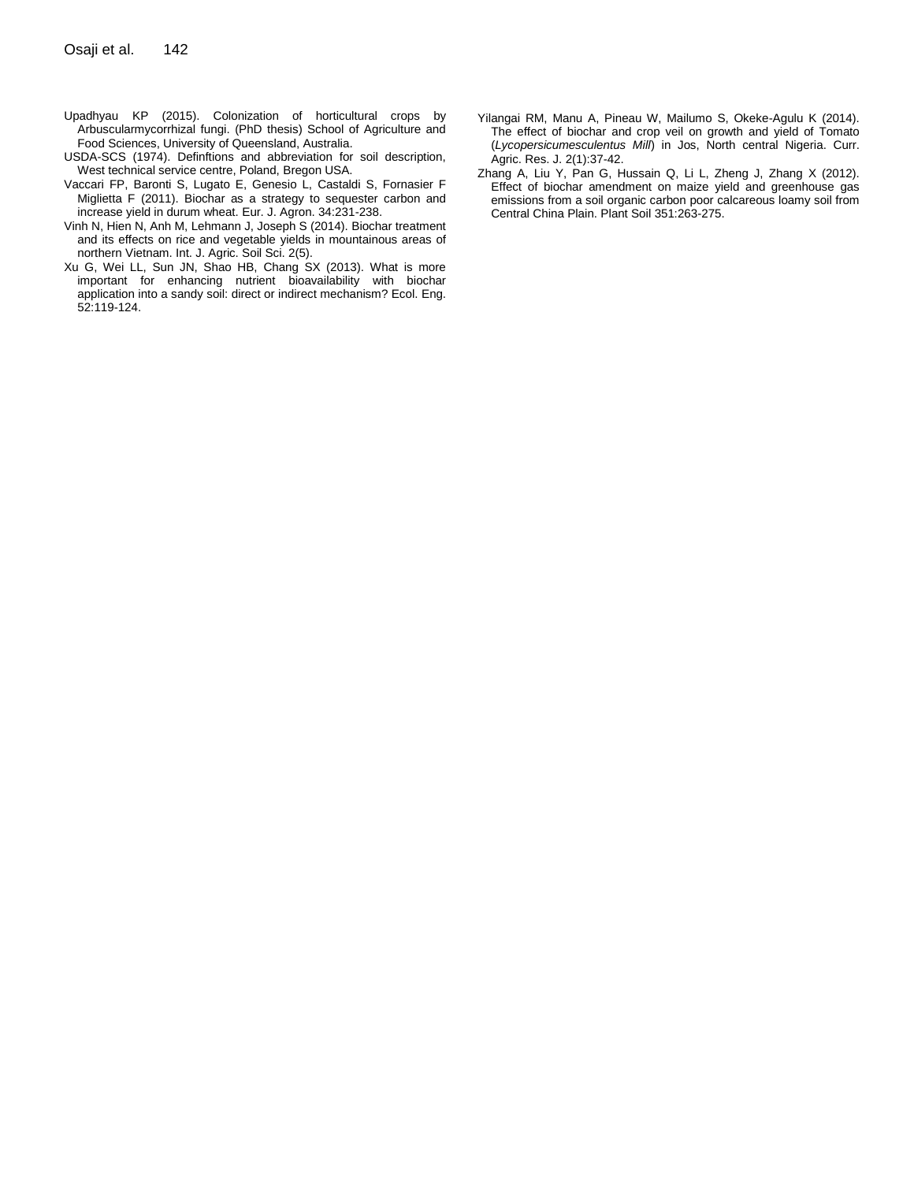Upadhyau KP (2015). Colonization of horticultural crops by Arbuscularmycorrhizal fungi. (PhD thesis) School of Agriculture and Food Sciences, University of Queensland, Australia.

USDA-SCS (1974). Definftions and abbreviation for soil description, West technical service centre, Poland, Bregon USA.

Vaccari FP, Baronti S, Lugato E, Genesio L, Castaldi S, Fornasier F Miglietta F (2011). Biochar as a strategy to sequester carbon and increase yield in durum wheat. Eur. J. Agron. 34:231-238.

Vinh N, Hien N, Anh M, Lehmann J, Joseph S (2014). Biochar treatment and its effects on rice and vegetable yields in mountainous areas of northern Vietnam. Int. J. Agric. Soil Sci. 2(5).

Xu G, Wei LL, Sun JN, Shao HB, Chang SX (2013). What is more important for enhancing nutrient bioavailability with biochar application into a sandy soil: direct or indirect mechanism? Ecol. Eng. 52:119-124.

Yilangai RM, Manu A, Pineau W, Mailumo S, Okeke-Agulu K (2014). The effect of biochar and crop veil on growth and yield of Tomato (*Lycopersicumesculentus Mill*) in Jos, North central Nigeria. Curr. Agric. Res. J. 2(1):37-42.

Zhang A, Liu Y, Pan G, Hussain Q, Li L, Zheng J, Zhang X (2012). Effect of biochar amendment on maize yield and greenhouse gas emissions from a soil organic carbon poor calcareous loamy soil from Central China Plain. Plant Soil 351:263-275.